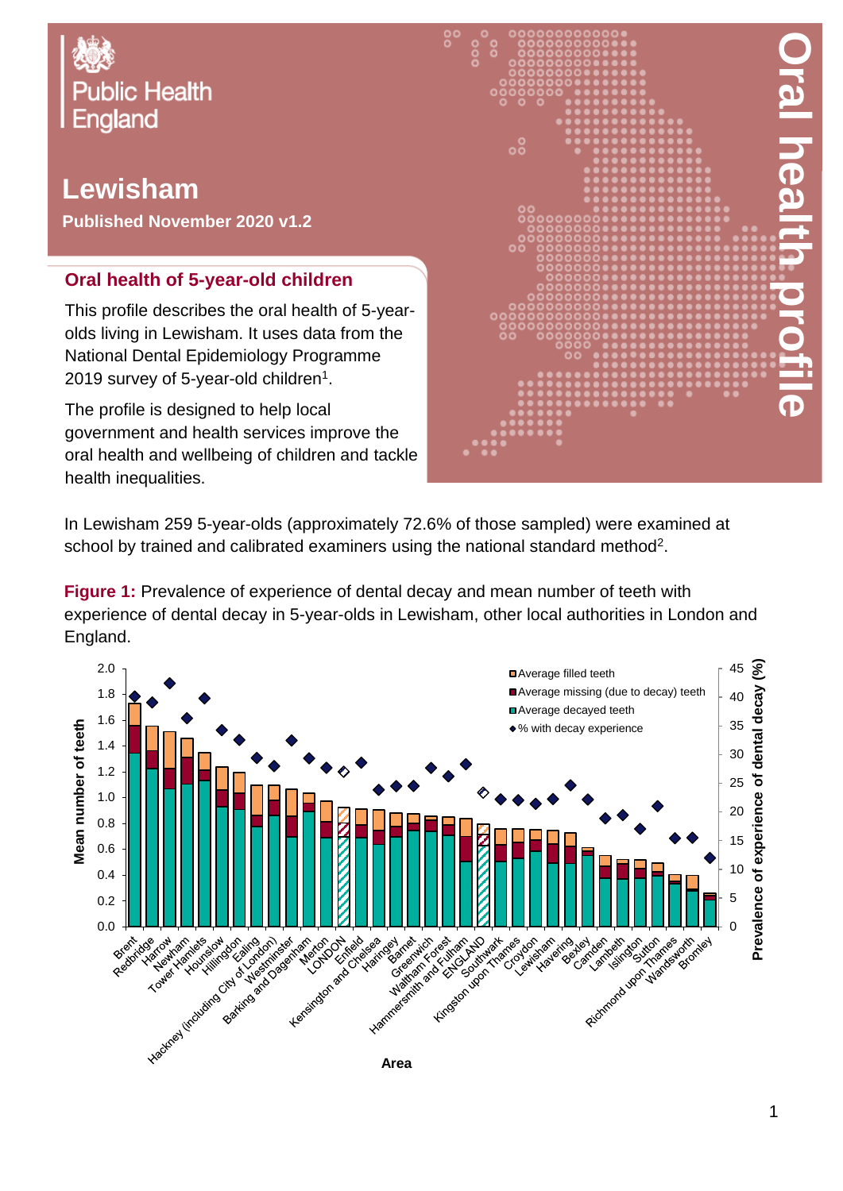Public Health England

# Lewisham

**Published November 2020 v1.2**

# Oral health profile

## Oral health of 5-year-old children

This profile describes the oral health of 5-year-olds living in Lewisham. It uses data from the National Dental Epidemiology Programme 2019 survey of 5-year-old children[1].

The profile is designed to help local government and health services improve the oral health and wellbeing of children and tackle health inequalities.

In Lewisham 259 5-year-olds (approximately 72.6% of those sampled) were examined at school by trained and calibrated examiners using the national standard method[2].

**Figure 1:** Prevalence of experience of dental decay and mean number of teeth with experience of dental decay in 5-year-olds in Lewisham, other local authorities in London and England.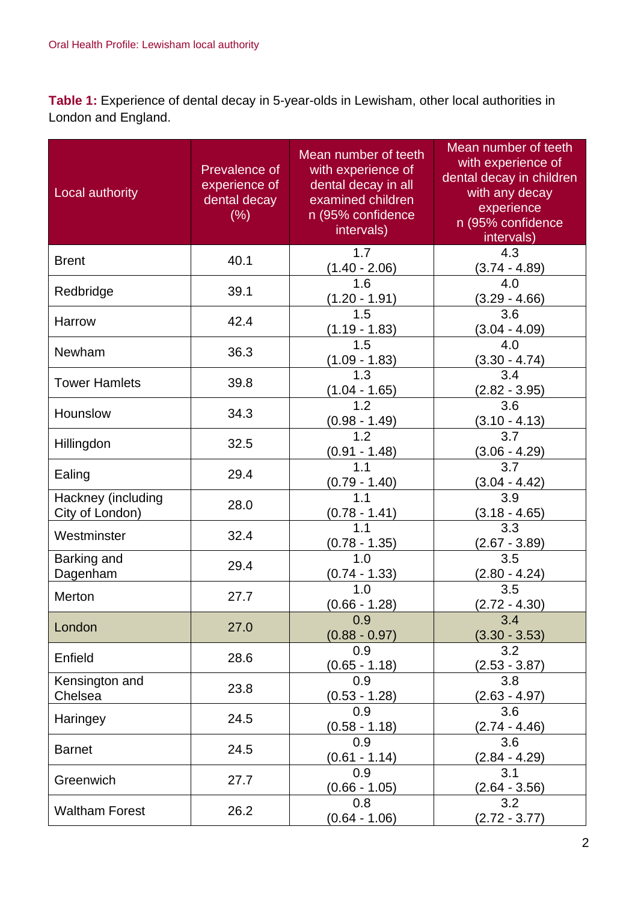**Table 1:** Experience of dental decay in 5-year-olds in Lewisham, other local authorities in London and England.

| Local authority | Prevalence of experience of dental decay (%) | Mean number of teeth with experience of dental decay in all examined children n (95% confidence intervals) | Mean number of teeth with experience of dental decay in children with any decay experience n (95% confidence intervals) |
|---|---|---|---|
| Brent | 40.1 | 1.7 (1.40 - 2.06) | 4.3 (3.74 - 4.89) |
| Redbridge | 39.1 | 1.6 (1.20 - 1.91) | 4.0 (3.29 - 4.66) |
| Harrow | 42.4 | 1.5 (1.19 - 1.83) | 3.6 (3.04 - 4.09) |
| Newham | 36.3 | 1.5 (1.09 - 1.83) | 4.0 (3.30 - 4.74) |
| Tower Hamlets | 39.8 | 1.3 (1.04 - 1.65) | 3.4 (2.82 - 3.95) |
| Hounslow | 34.3 | 1.2 (0.98 - 1.49) | 3.6 (3.10 - 4.13) |
| Hillingdon | 32.5 | 1.2 (0.91 - 1.48) | 3.7 (3.06 - 4.29) |
| Ealing | 29.4 | 1.1 (0.79 - 1.40) | 3.7 (3.04 - 4.42) |
| Hackney (including City of London) | 28.0 | 1.1 (0.78 - 1.41) | 3.9 (3.18 - 4.65) |
| Westminster | 32.4 | 1.1 (0.78 - 1.35) | 3.3 (2.67 - 3.89) |
| Barking and Dagenham | 29.4 | 1.0 (0.74 - 1.33) | 3.5 (2.80 - 4.24) |
| Merton | 27.7 | 1.0 (0.66 - 1.28) | 3.5 (2.72 - 4.30) |
| London | 27.0 | 0.9 (0.88 - 0.97) | 3.4 (3.30 - 3.53) |
| Enfield | 28.6 | 0.9 (0.65 - 1.18) | 3.2 (2.53 - 3.87) |
| Kensington and Chelsea | 23.8 | 0.9 (0.53 - 1.28) | 3.8 (2.63 - 4.97) |
| Haringey | 24.5 | 0.9 (0.58 - 1.18) | 3.6 (2.74 - 4.46) |
| Barnet | 24.5 | 0.9 (0.61 - 1.14) | 3.6 (2.84 - 4.29) |
| Greenwich | 27.7 | 0.9 (0.66 - 1.05) | 3.1 (2.64 - 3.56) |
| Waltham Forest | 26.2 | 0.8 (0.64 - 1.06) | 3.2 (2.72 - 3.77) |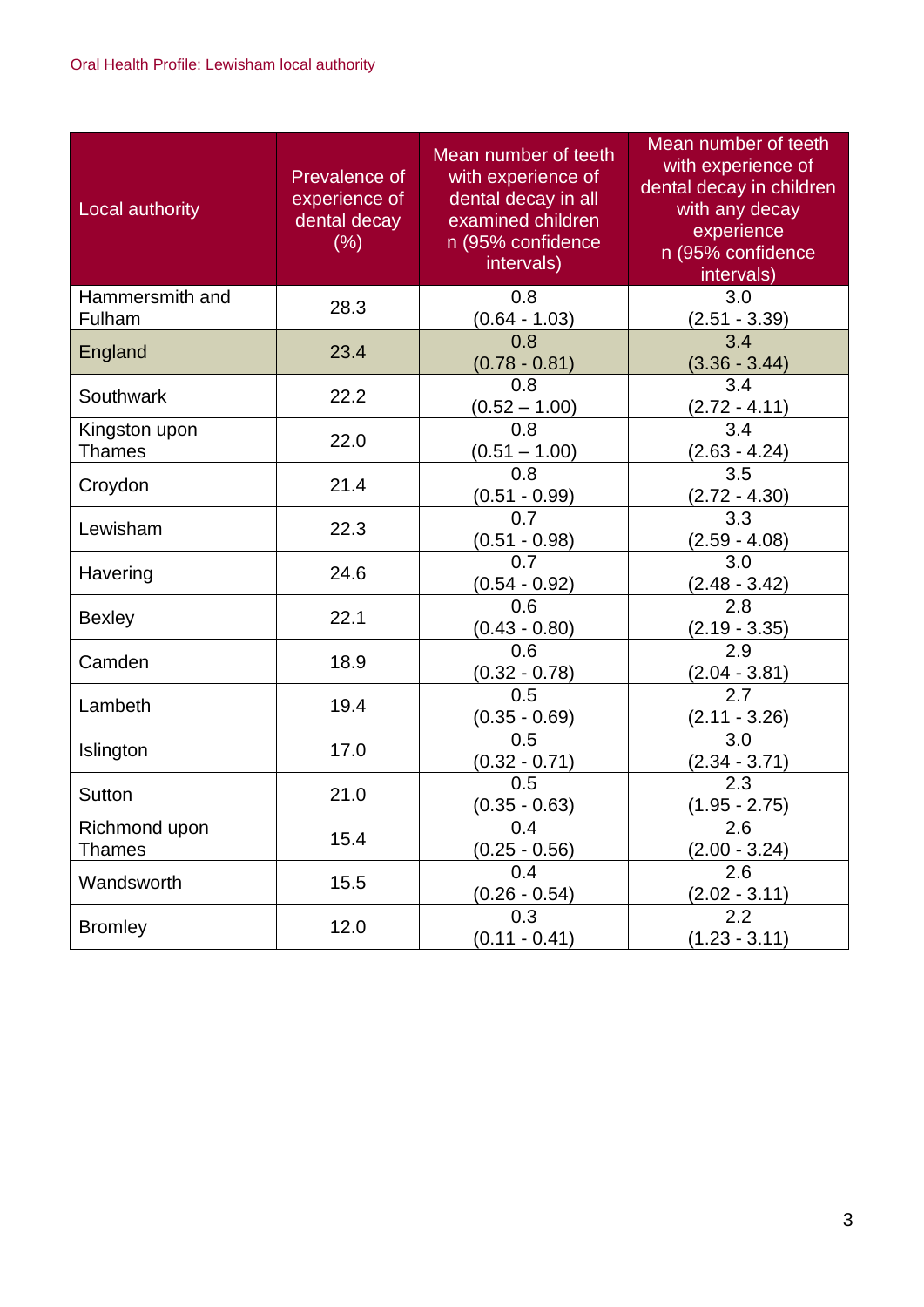| Local authority | Prevalence of experience of dental decay (%) | Mean number of teeth with experience of dental decay in all examined children n (95% confidence intervals) | Mean number of teeth with experience of dental decay in children with any decay experience n (95% confidence intervals) |
|---|---|---|---|
| Hammersmith and Fulham | 28.3 | 0.8 (0.64 - 1.03) | 3.0 (2.51 - 3.39) |
| England | 23.4 | 0.8 (0.78 - 0.81) | 3.4 (3.36 - 3.44) |
| Southwark | 22.2 | 0.8 (0.52 – 1.00) | 3.4 (2.72 - 4.11) |
| Kingston upon Thames | 22.0 | 0.8 (0.51 – 1.00) | 3.4 (2.63 - 4.24) |
| Croydon | 21.4 | 0.8 (0.51 - 0.99) | 3.5 (2.72 - 4.30) |
| Lewisham | 22.3 | 0.7 (0.51 - 0.98) | 3.3 (2.59 - 4.08) |
| Havering | 24.6 | 0.7 (0.54 - 0.92) | 3.0 (2.48 - 3.42) |
| Bexley | 22.1 | 0.6 (0.43 - 0.80) | 2.8 (2.19 - 3.35) |
| Camden | 18.9 | 0.6 (0.32 - 0.78) | 2.9 (2.04 - 3.81) |
| Lambeth | 19.4 | 0.5 (0.35 - 0.69) | 2.7 (2.11 - 3.26) |
| Islington | 17.0 | 0.5 (0.32 - 0.71) | 3.0 (2.34 - 3.71) |
| Sutton | 21.0 | 0.5 (0.35 - 0.63) | 2.3 (1.95 - 2.75) |
| Richmond upon Thames | 15.4 | 0.4 (0.25 - 0.56) | 2.6 (2.00 - 3.24) |
| Wandsworth | 15.5 | 0.4 (0.26 - 0.54) | 2.6 (2.02 - 3.11) |
| Bromley | 12.0 | 0.3 (0.11 - 0.41) | 2.2 (1.23 - 3.11) |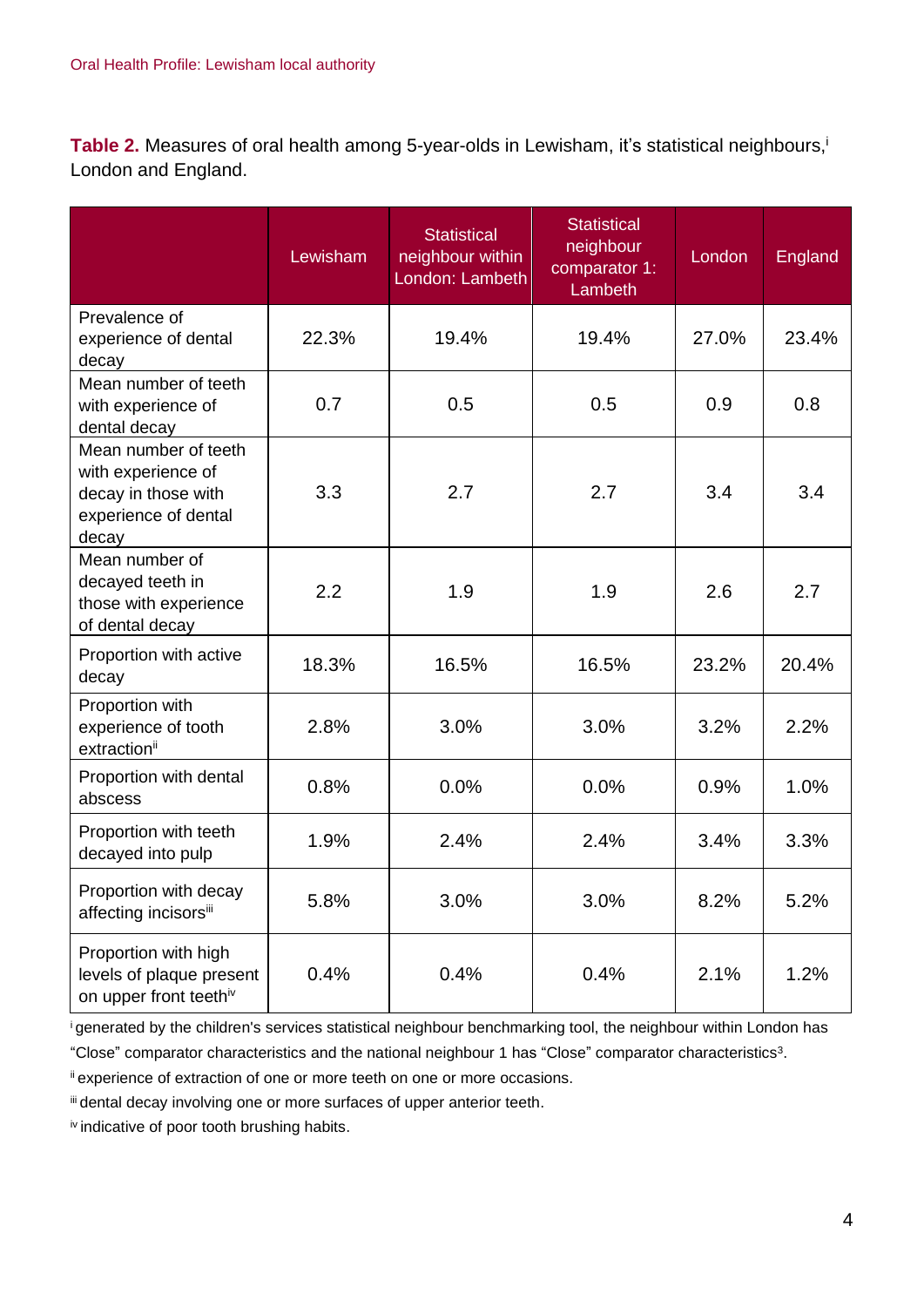**Table 2.** Measures of oral health among 5-year-olds in Lewisham, it's statistical neighbours,[i] London and England.

| | Lewisham | Statistical neighbour within London: Lambeth | Statistical neighbour comparator 1: Lambeth | London | England |
|---|---|---|---|---|---|
| Prevalence of experience of dental decay | 22.3% | 19.4% | 19.4% | 27.0% | 23.4% |
| Mean number of teeth with experience of dental decay | 0.7 | 0.5 | 0.5 | 0.9 | 0.8 |
| Mean number of teeth with experience of decay in those with experience of dental decay | 3.3 | 2.7 | 2.7 | 3.4 | 3.4 |
| Mean number of decayed teeth in those with experience of dental decay | 2.2 | 1.9 | 1.9 | 2.6 | 2.7 |
| Proportion with active decay | 18.3% | 16.5% | 16.5% | 23.2% | 20.4% |
| Proportion with experience of tooth extraction[ii] | 2.8% | 3.0% | 3.0% | 3.2% | 2.2% |
| Proportion with dental abscess | 0.8% | 0.0% | 0.0% | 0.9% | 1.0% |
| Proportion with teeth decayed into pulp | 1.9% | 2.4% | 2.4% | 3.4% | 3.3% |
| Proportion with decay affecting incisors[iii] | 5.8% | 3.0% | 3.0% | 8.2% | 5.2% |
| Proportion with high levels of plaque present on upper front teeth[iv] | 0.4% | 0.4% | 0.4% | 2.1% | 1.2% |

[i] generated by the children's services statistical neighbour benchmarking tool, the neighbour within London has "Close" comparator characteristics and the national neighbour 1 has "Close" comparator characteristics[3].

[ii] experience of extraction of one or more teeth on one or more occasions.

[iii] dental decay involving one or more surfaces of upper anterior teeth.

[iv] indicative of poor tooth brushing habits.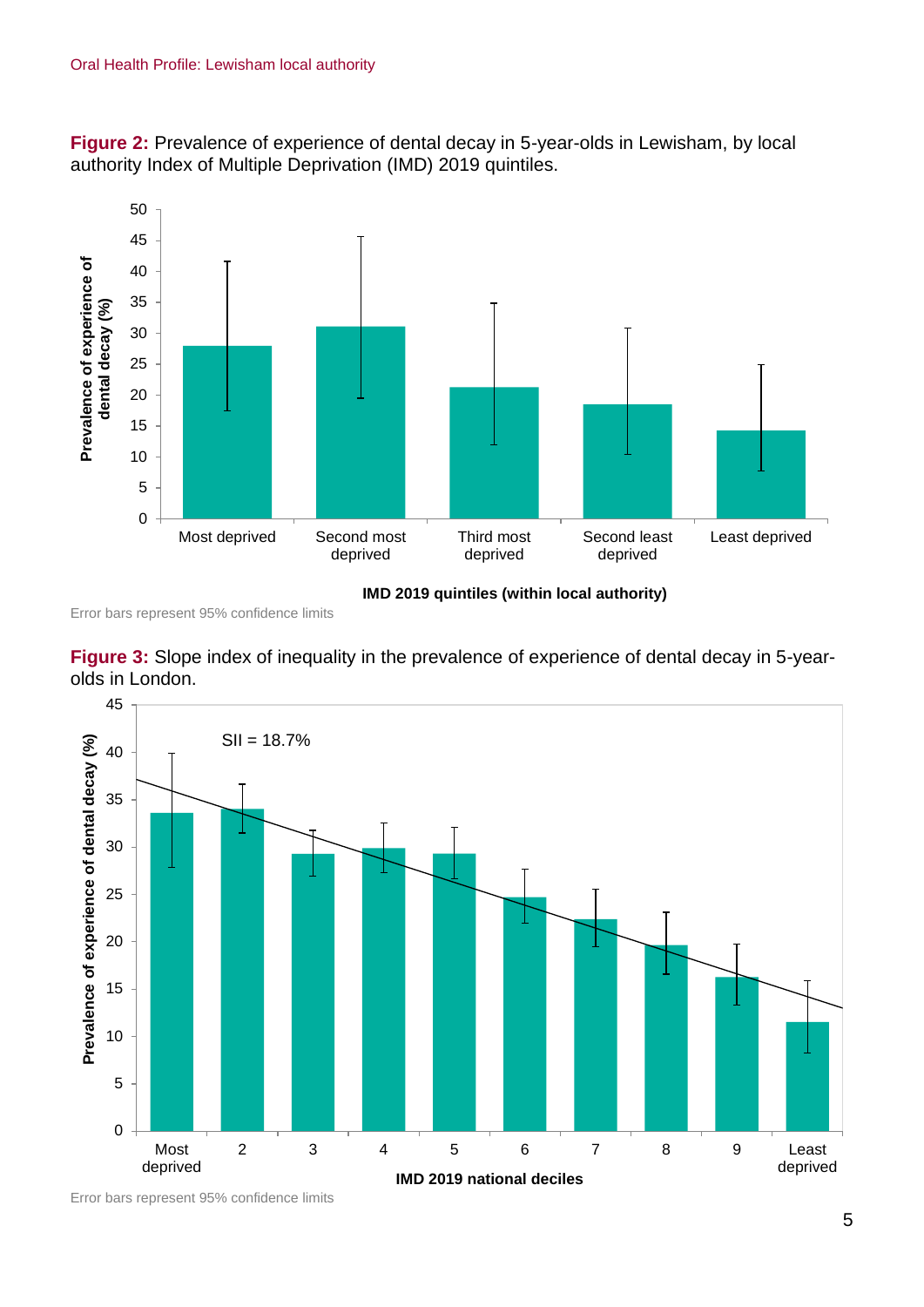**Figure 2:** Prevalence of experience of dental decay in 5-year-olds in Lewisham, by local authority Index of Multiple Deprivation (IMD) 2019 quintiles.

Error bars represent 95% confidence limits

**Figure 3:** Slope index of inequality in the prevalence of experience of dental decay in 5-year-olds in London.

Error bars represent 95% confidence limits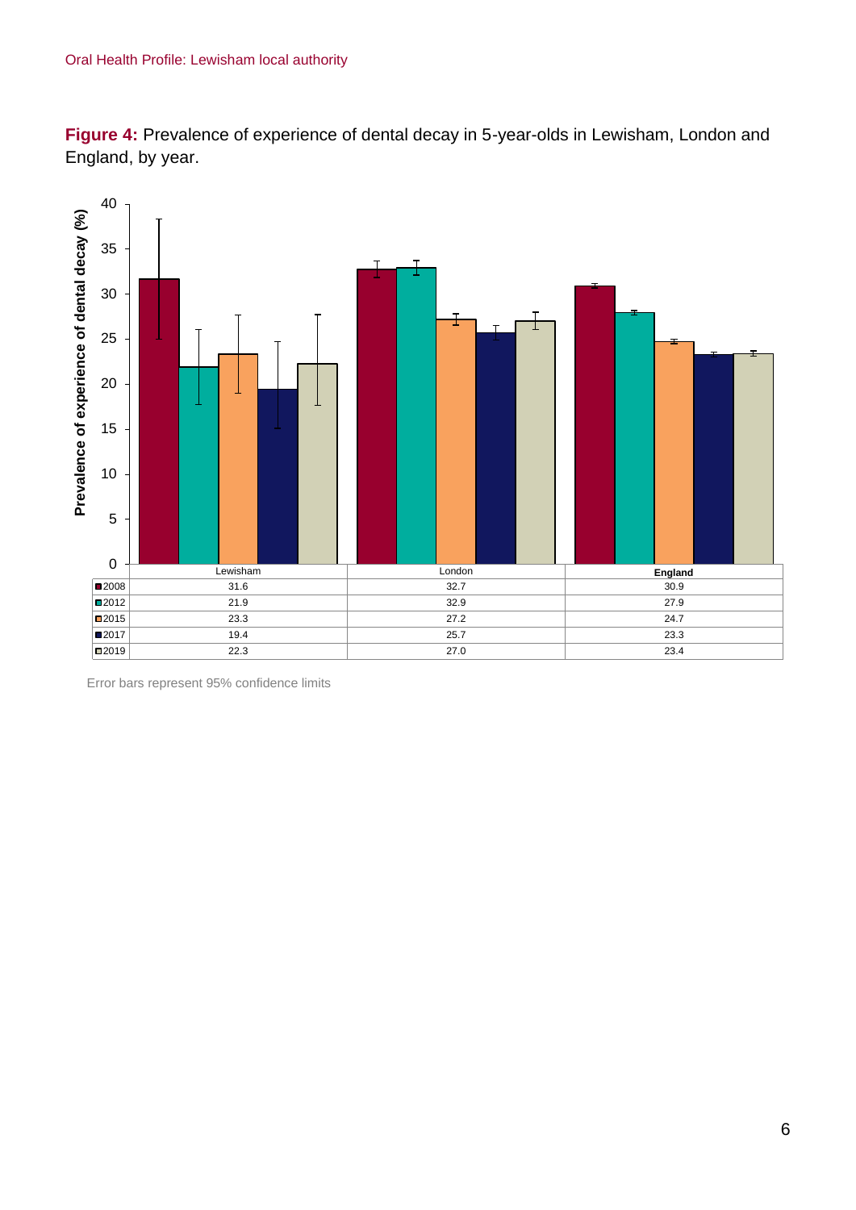**Figure 4:** Prevalence of experience of dental decay in 5-year-olds in Lewisham, London and England, by year.

|  | Lewisham | London | England |
|---|---|---|---|
| 2008 | 31.6 | 32.7 | 30.9 |
| 2012 | 21.9 | 32.9 | 27.9 |
| 2015 | 23.3 | 27.2 | 24.7 |
| 2017 | 19.4 | 25.7 | 23.3 |
| 2019 | 22.3 | 27.0 | 23.4 |

Error bars represent 95% confidence limits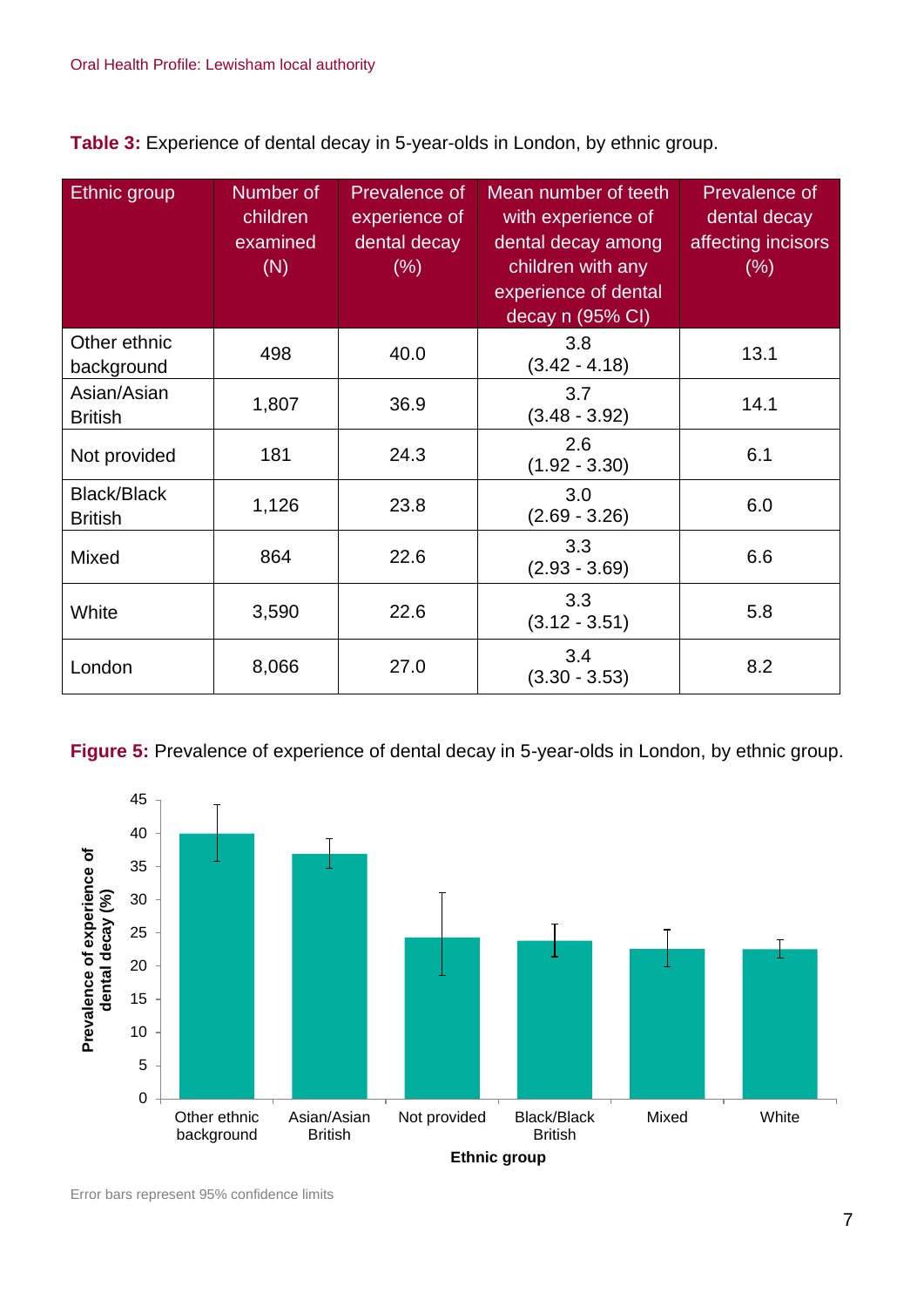**Table 3:** Experience of dental decay in 5-year-olds in London, by ethnic group.

| Ethnic group | Number of children examined (N) | Prevalence of experience of dental decay (%) | Mean number of teeth with experience of dental decay among children with any experience of dental decay n (95% CI) | Prevalence of dental decay affecting incisors (%) |
|---|---|---|---|---|
| Other ethnic background | 498 | 40.0 | 3.8 (3.42 - 4.18) | 13.1 |
| Asian/Asian British | 1,807 | 36.9 | 3.7 (3.48 - 3.92) | 14.1 |
| Not provided | 181 | 24.3 | 2.6 (1.92 - 3.30) | 6.1 |
| Black/Black British | 1,126 | 23.8 | 3.0 (2.69 - 3.26) | 6.0 |
| Mixed | 864 | 22.6 | 3.3 (2.93 - 3.69) | 6.6 |
| White | 3,590 | 22.6 | 3.3 (3.12 - 3.51) | 5.8 |
| London | 8,066 | 27.0 | 3.4 (3.30 - 3.53) | 8.2 |

**Figure 5:** Prevalence of experience of dental decay in 5-year-olds in London, by ethnic group.

Error bars represent 95% confidence limits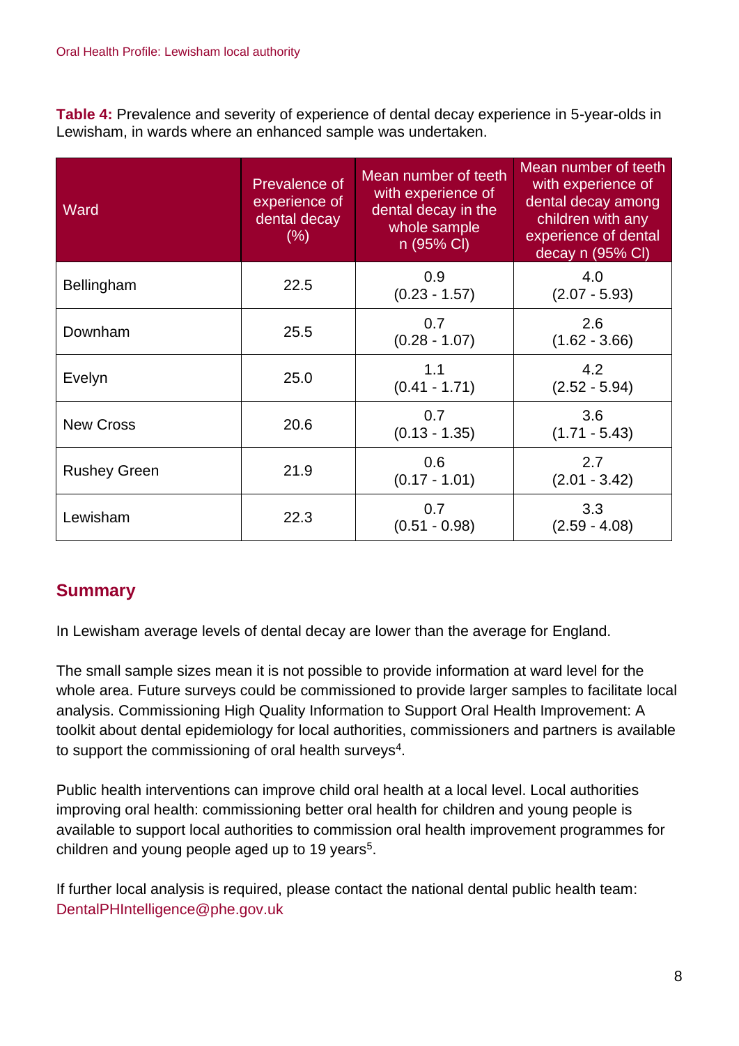**Table 4:** Prevalence and severity of experience of dental decay experience in 5-year-olds in Lewisham, in wards where an enhanced sample was undertaken.

| Ward | Prevalence of experience of dental decay (%) | Mean number of teeth with experience of dental decay in the whole sample n (95% CI) | Mean number of teeth with experience of dental decay among children with any experience of dental decay n (95% CI) |
|---|---|---|---|
| Bellingham | 22.5 | 0.9 (0.23 - 1.57) | 4.0 (2.07 - 5.93) |
| Downham | 25.5 | 0.7 (0.28 - 1.07) | 2.6 (1.62 - 3.66) |
| Evelyn | 25.0 | 1.1 (0.41 - 1.71) | 4.2 (2.52 - 5.94) |
| New Cross | 20.6 | 0.7 (0.13 - 1.35) | 3.6 (1.71 - 5.43) |
| Rushey Green | 21.9 | 0.6 (0.17 - 1.01) | 2.7 (2.01 - 3.42) |
| Lewisham | 22.3 | 0.7 (0.51 - 0.98) | 3.3 (2.59 - 4.08) |

## Summary

In Lewisham average levels of dental decay are lower than the average for England.

The small sample sizes mean it is not possible to provide information at ward level for the whole area. Future surveys could be commissioned to provide larger samples to facilitate local analysis. Commissioning High Quality Information to Support Oral Health Improvement: A toolkit about dental epidemiology for local authorities, commissioners and partners is available to support the commissioning of oral health surveys[4].

Public health interventions can improve child oral health at a local level. Local authorities improving oral health: commissioning better oral health for children and young people is available to support local authorities to commission oral health improvement programmes for children and young people aged up to 19 years[5].

If further local analysis is required, please contact the national dental public health team: DentalPHIntelligence@phe.gov.uk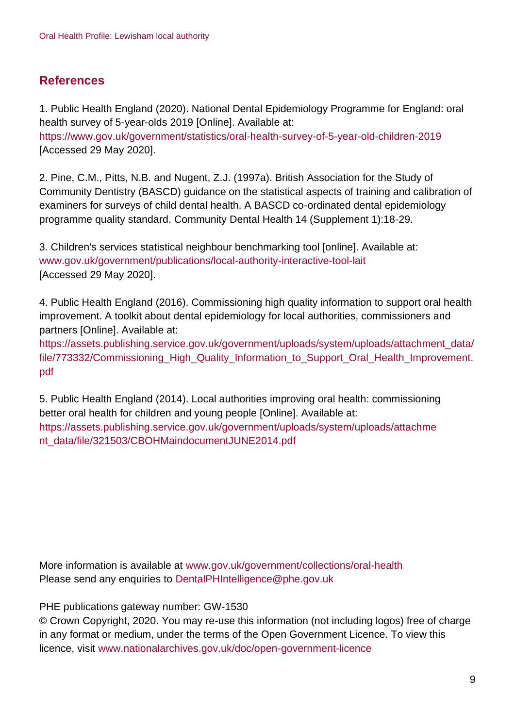## References

1. Public Health England (2020). National Dental Epidemiology Programme for England: oral health survey of 5-year-olds 2019 [Online]. Available at: https://www.gov.uk/government/statistics/oral-health-survey-of-5-year-old-children-2019 [Accessed 29 May 2020].

2. Pine, C.M., Pitts, N.B. and Nugent, Z.J. (1997a). British Association for the Study of Community Dentistry (BASCD) guidance on the statistical aspects of training and calibration of examiners for surveys of child dental health. A BASCD co-ordinated dental epidemiology programme quality standard. Community Dental Health 14 (Supplement 1):18-29.

3. Children's services statistical neighbour benchmarking tool [online]. Available at: www.gov.uk/government/publications/local-authority-interactive-tool-lait [Accessed 29 May 2020].

4. Public Health England (2016). Commissioning high quality information to support oral health improvement. A toolkit about dental epidemiology for local authorities, commissioners and partners [Online]. Available at: https://assets.publishing.service.gov.uk/government/uploads/system/uploads/attachment_data/file/773332/Commissioning_High_Quality_Information_to_Support_Oral_Health_Improvement.pdf

5. Public Health England (2014). Local authorities improving oral health: commissioning better oral health for children and young people [Online]. Available at: https://assets.publishing.service.gov.uk/government/uploads/system/uploads/attachment_data/file/321503/CBOHMaindocumentJUNE2014.pdf

More information is available at www.gov.uk/government/collections/oral-health
Please send any enquiries to DentalPHIntelligence@phe.gov.uk

PHE publications gateway number: GW-1530
© Crown Copyright, 2020. You may re-use this information (not including logos) free of charge in any format or medium, under the terms of the Open Government Licence. To view this licence, visit www.nationalarchives.gov.uk/doc/open-government-licence